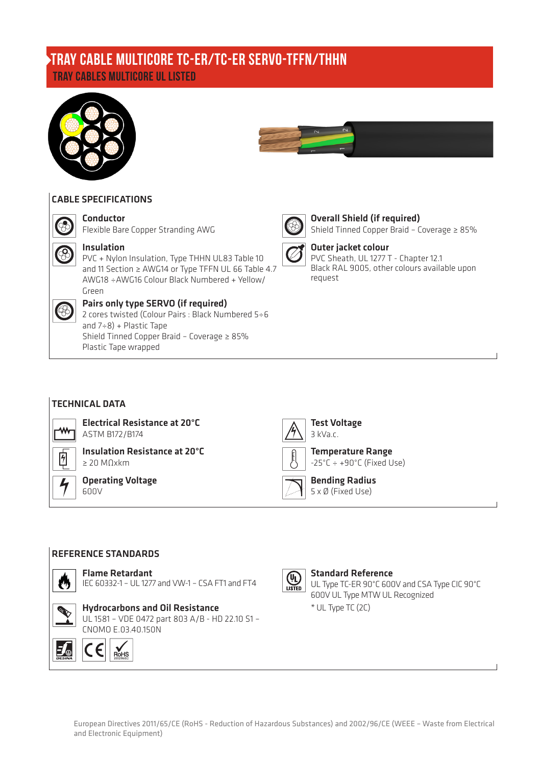# TRAY CABLE MULTICORE TC-ER/TC-ER SERVO-TFFN/THHN

## TRAY CABLES MULTICORE UL LISTED

### CABLE SPECIFICATIONS

**Conductor**
Flexible Bare Copper Stranding AWG

**Insulation**
PVC + Nylon Insulation, Type THHN UL83 Table 10 and 11 Section ≥ AWG14 or Type TFFN UL 66 Table 4.7 AWG18 ÷AWG16 Colour Black Numbered + Yellow/Green

**Pairs only type SERVO (if required)**
2 cores twisted (Colour Pairs : Black Numbered 5÷6 and 7÷8) + Plastic Tape
Shield Tinned Copper Braid – Coverage ≥ 85%
Plastic Tape wrapped

**Overall Shield (if required)**
Shield Tinned Copper Braid – Coverage ≥ 85%

**Outer jacket colour**
PVC Sheath, UL 1277 T - Chapter 12.1
Black RAL 9005, other colours available upon request

### TECHNICAL DATA

**Electrical Resistance at 20°C**
ASTM B172/B174

**Insulation Resistance at 20°C**
≥ 20 MΩxkm

**Operating Voltage**
600V

**Test Voltage**
3 kVa.c.

**Temperature Range**
-25°C ÷ +90°C (Fixed Use)

**Bending Radius**
5 x Ø (Fixed Use)

### REFERENCE STANDARDS

**Flame Retardant**
IEC 60332-1 – UL 1277 and VW-1 – CSA FT1 and FT4

**Hydrocarbons and Oil Resistance**
UL 1581 – VDE 0472 part 803 A/B - HD 22.10 S1 – CNOMO E.03.40.150N

**Standard Reference**
UL Type TC-ER 90°C 600V and CSA Type CIC 90°C 600V UL Type MTW UL Recognized
* UL Type TC (2C)

European Directives 2011/65/CE (RoHS - Reduction of Hazardous Substances) and 2002/96/CE (WEEE – Waste from Electrical and Electronic Equipment)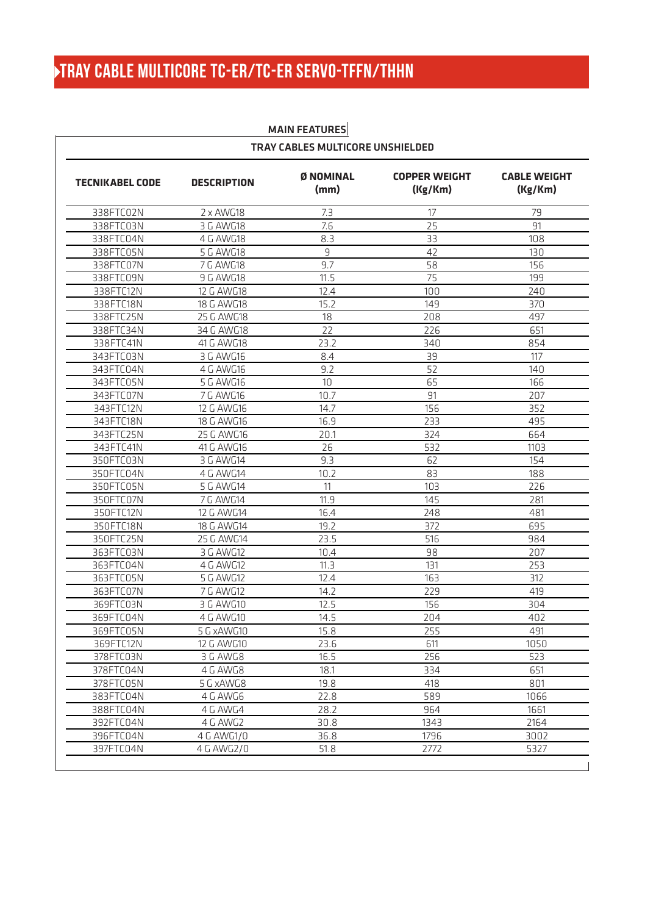# TRAY CABLE MULTICORE TC-ER/TC-ER SERVO-TFFN/THHN

## MAIN FEATURES

### TRAY CABLES MULTICORE UNSHIELDED

| TECNIKABEL CODE | DESCRIPTION | Ø NOMINAL (mm) | COPPER WEIGHT (Kg/Km) | CABLE WEIGHT (Kg/Km) |
|---|---|---|---|---|
| 338FTC02N | 2 x AWG18 | 7.3 | 17 | 79 |
| 338FTC03N | 3 G AWG18 | 7.6 | 25 | 91 |
| 338FTC04N | 4 G AWG18 | 8.3 | 33 | 108 |
| 338FTC05N | 5 G AWG18 | 9 | 42 | 130 |
| 338FTC07N | 7 G AWG18 | 9.7 | 58 | 156 |
| 338FTC09N | 9 G AWG18 | 11.5 | 75 | 199 |
| 338FTC12N | 12 G AWG18 | 12.4 | 100 | 240 |
| 338FTC18N | 18 G AWG18 | 15.2 | 149 | 370 |
| 338FTC25N | 25 G AWG18 | 18 | 208 | 497 |
| 338FTC34N | 34 G AWG18 | 22 | 226 | 651 |
| 338FTC41N | 41 G AWG18 | 23.2 | 340 | 854 |
| 343FTC03N | 3 G AWG16 | 8.4 | 39 | 117 |
| 343FTC04N | 4 G AWG16 | 9.2 | 52 | 140 |
| 343FTC05N | 5 G AWG16 | 10 | 65 | 166 |
| 343FTC07N | 7 G AWG16 | 10.7 | 91 | 207 |
| 343FTC12N | 12 G AWG16 | 14.7 | 156 | 352 |
| 343FTC18N | 18 G AWG16 | 16.9 | 233 | 495 |
| 343FTC25N | 25 G AWG16 | 20.1 | 324 | 664 |
| 343FTC41N | 41 G AWG16 | 26 | 532 | 1103 |
| 350FTC03N | 3 G AWG14 | 9.3 | 62 | 154 |
| 350FTC04N | 4 G AWG14 | 10.2 | 83 | 188 |
| 350FTC05N | 5 G AWG14 | 11 | 103 | 226 |
| 350FTC07N | 7 G AWG14 | 11.9 | 145 | 281 |
| 350FTC12N | 12 G AWG14 | 16.4 | 248 | 481 |
| 350FTC18N | 18 G AWG14 | 19.2 | 372 | 695 |
| 350FTC25N | 25 G AWG14 | 23.5 | 516 | 984 |
| 363FTC03N | 3 G AWG12 | 10.4 | 98 | 207 |
| 363FTC04N | 4 G AWG12 | 11.3 | 131 | 253 |
| 363FTC05N | 5 G AWG12 | 12.4 | 163 | 312 |
| 363FTC07N | 7 G AWG12 | 14.2 | 229 | 419 |
| 369FTC03N | 3 G AWG10 | 12.5 | 156 | 304 |
| 369FTC04N | 4 G AWG10 | 14.5 | 204 | 402 |
| 369FTC05N | 5 G xAWG10 | 15.8 | 255 | 491 |
| 369FTC12N | 12 G AWG10 | 23.6 | 611 | 1050 |
| 378FTC03N | 3 G AWG8 | 16.5 | 256 | 523 |
| 378FTC04N | 4 G AWG8 | 18.1 | 334 | 651 |
| 378FTC05N | 5 G xAWG8 | 19.8 | 418 | 801 |
| 383FTC04N | 4 G AWG6 | 22.8 | 589 | 1066 |
| 388FTC04N | 4 G AWG4 | 28.2 | 964 | 1661 |
| 392FTC04N | 4 G AWG2 | 30.8 | 1343 | 2164 |
| 396FTC04N | 4 G AWG1/0 | 36.8 | 1796 | 3002 |
| 397FTC04N | 4 G AWG2/0 | 51.8 | 2772 | 5327 |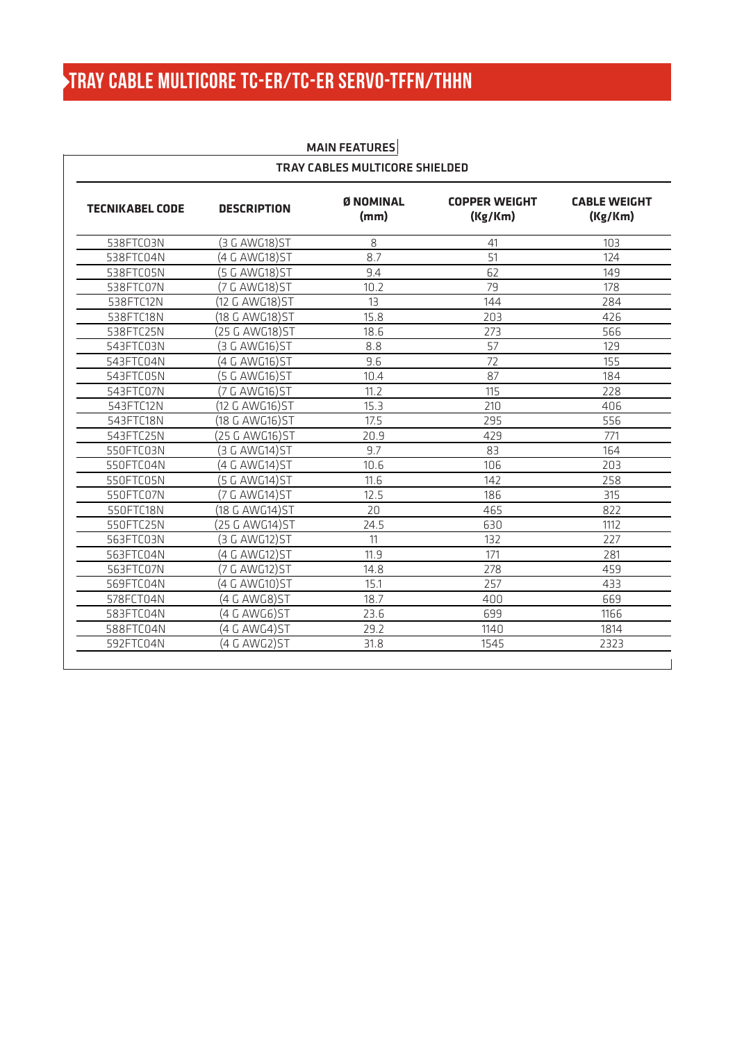# TRAY CABLE MULTICORE TC-ER/TC-ER SERVO-TFFN/THHN

**MAIN FEATURES**

**TRAY CABLES MULTICORE SHIELDED**

| TECNIKABEL CODE | DESCRIPTION | Ø NOMINAL (mm) | COPPER WEIGHT (Kg/Km) | CABLE WEIGHT (Kg/Km) |
|---|---|---|---|---|
| 538FTC03N | (3 G AWG18)ST | 8 | 41 | 103 |
| 538FTC04N | (4 G AWG18)ST | 8.7 | 51 | 124 |
| 538FTC05N | (5 G AWG18)ST | 9.4 | 62 | 149 |
| 538FTC07N | (7 G AWG18)ST | 10.2 | 79 | 178 |
| 538FTC12N | (12 G AWG18)ST | 13 | 144 | 284 |
| 538FTC18N | (18 G AWG18)ST | 15.8 | 203 | 426 |
| 538FTC25N | (25 G AWG18)ST | 18.6 | 273 | 566 |
| 543FTC03N | (3 G AWG16)ST | 8.8 | 57 | 129 |
| 543FTC04N | (4 G AWG16)ST | 9.6 | 72 | 155 |
| 543FTC05N | (5 G AWG16)ST | 10.4 | 87 | 184 |
| 543FTC07N | (7 G AWG16)ST | 11.2 | 115 | 228 |
| 543FTC12N | (12 G AWG16)ST | 15.3 | 210 | 406 |
| 543FTC18N | (18 G AWG16)ST | 17.5 | 295 | 556 |
| 543FTC25N | (25 G AWG16)ST | 20.9 | 429 | 771 |
| 550FTC03N | (3 G AWG14)ST | 9.7 | 83 | 164 |
| 550FTC04N | (4 G AWG14)ST | 10.6 | 106 | 203 |
| 550FTC05N | (5 G AWG14)ST | 11.6 | 142 | 258 |
| 550FTC07N | (7 G AWG14)ST | 12.5 | 186 | 315 |
| 550FTC18N | (18 G AWG14)ST | 20 | 465 | 822 |
| 550FTC25N | (25 G AWG14)ST | 24.5 | 630 | 1112 |
| 563FTC03N | (3 G AWG12)ST | 11 | 132 | 227 |
| 563FTC04N | (4 G AWG12)ST | 11.9 | 171 | 281 |
| 563FTC07N | (7 G AWG12)ST | 14.8 | 278 | 459 |
| 569FTC04N | (4 G AWG10)ST | 15.1 | 257 | 433 |
| 578FCT04N | (4 G AWG8)ST | 18.7 | 400 | 669 |
| 583FTC04N | (4 G AWG6)ST | 23.6 | 699 | 1166 |
| 588FTC04N | (4 G AWG4)ST | 29.2 | 1140 | 1814 |
| 592FTC04N | (4 G AWG2)ST | 31.8 | 1545 | 2323 |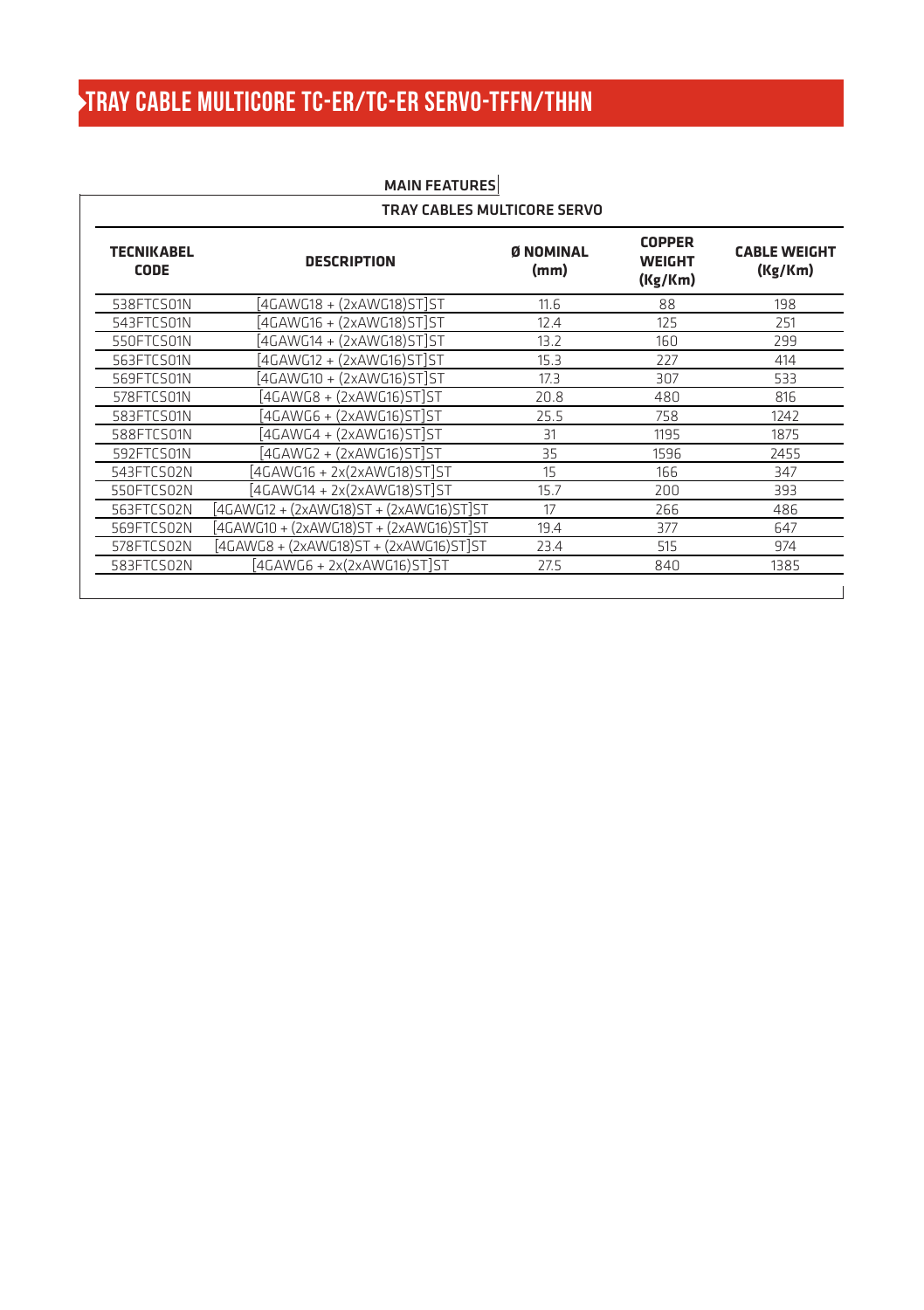# TRAY CABLE MULTICORE TC-ER/TC-ER SERVO-TFFN/THHN

## MAIN FEATURES

### TRAY CABLES MULTICORE SERVO

| TECNIKABEL CODE | DESCRIPTION | Ø NOMINAL (mm) | COPPER WEIGHT (Kg/Km) | CABLE WEIGHT (Kg/Km) |
|---|---|---|---|---|
| 538FTCS01N | [4GAWG18 + (2xAWG18)ST]ST | 11.6 | 88 | 198 |
| 543FTCS01N | [4GAWG16 + (2xAWG18)ST]ST | 12.4 | 125 | 251 |
| 550FTCS01N | [4GAWG14 + (2xAWG18)ST]ST | 13.2 | 160 | 299 |
| 563FTCS01N | [4GAWG12 + (2xAWG16)ST]ST | 15.3 | 227 | 414 |
| 569FTCS01N | [4GAWG10 + (2xAWG16)ST]ST | 17.3 | 307 | 533 |
| 578FTCS01N | [4GAWG8 + (2xAWG16)ST]ST | 20.8 | 480 | 816 |
| 583FTCS01N | [4GAWG6 + (2xAWG16)ST]ST | 25.5 | 758 | 1242 |
| 588FTCS01N | [4GAWG4 + (2xAWG16)ST]ST | 31 | 1195 | 1875 |
| 592FTCS01N | [4GAWG2 + (2xAWG16)ST]ST | 35 | 1596 | 2455 |
| 543FTCS02N | [4GAWG16 + 2x(2xAWG18)ST]ST | 15 | 166 | 347 |
| 550FTCS02N | [4GAWG14 + 2x(2xAWG18)ST]ST | 15.7 | 200 | 393 |
| 563FTCS02N | [4GAWG12 + (2xAWG18)ST + (2xAWG16)ST]ST | 17 | 266 | 486 |
| 569FTCS02N | [4GAWG10 + (2xAWG18)ST + (2xAWG16)ST]ST | 19.4 | 377 | 647 |
| 578FTCS02N | [4GAWG8 + (2xAWG18)ST + (2xAWG16)ST]ST | 23.4 | 515 | 974 |
| 583FTCS02N | [4GAWG6 + 2x(2xAWG16)ST]ST | 27.5 | 840 | 1385 |